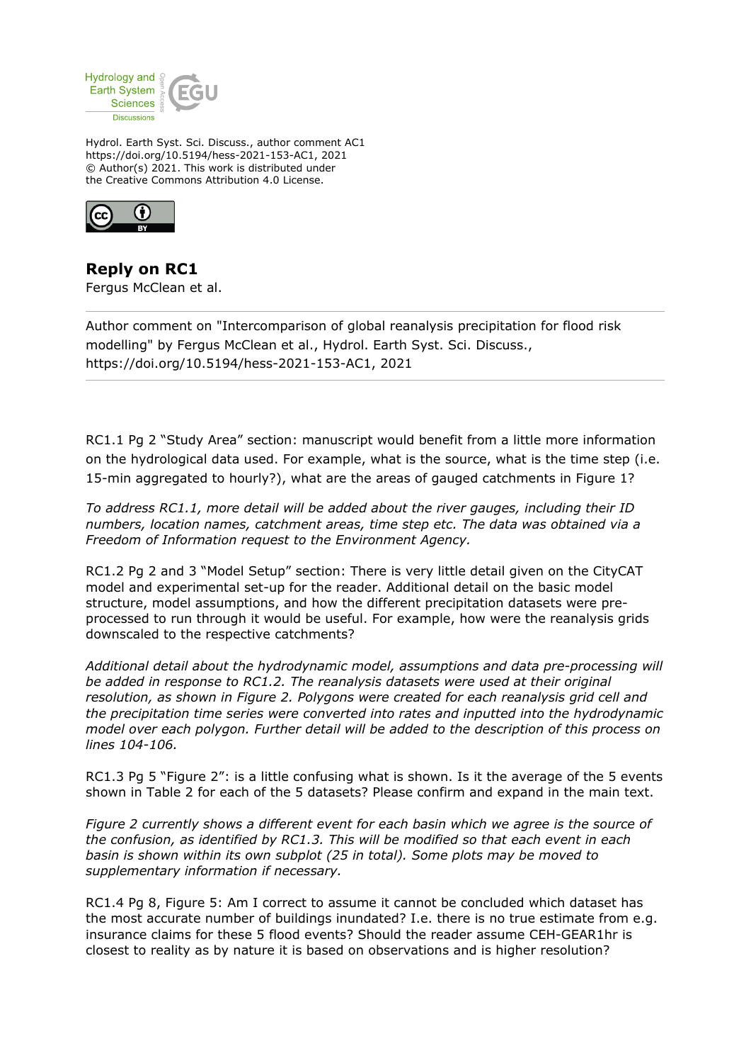Hydrol. Earth Syst. Sci. Discuss., author comment AC1
https://doi.org/10.5194/hess-2021-153-AC1, 2021
© Author(s) 2021. This work is distributed under
the Creative Commons Attribution 4.0 License.

# Reply on RC1

Fergus McClean et al.

---

Author comment on "Intercomparison of global reanalysis precipitation for flood risk modelling" by Fergus McClean et al., Hydrol. Earth Syst. Sci. Discuss., https://doi.org/10.5194/hess-2021-153-AC1, 2021

---

RC1.1 Pg 2 "Study Area" section: manuscript would benefit from a little more information on the hydrological data used. For example, what is the source, what is the time step (i.e. 15-min aggregated to hourly?), what are the areas of gauged catchments in Figure 1?

*To address RC1.1, more detail will be added about the river gauges, including their ID numbers, location names, catchment areas, time step etc. The data was obtained via a Freedom of Information request to the Environment Agency.*

RC1.2 Pg 2 and 3 "Model Setup" section: There is very little detail given on the CityCAT model and experimental set-up for the reader. Additional detail on the basic model structure, model assumptions, and how the different precipitation datasets were pre-processed to run through it would be useful. For example, how were the reanalysis grids downscaled to the respective catchments?

*Additional detail about the hydrodynamic model, assumptions and data pre-processing will be added in response to RC1.2. The reanalysis datasets were used at their original resolution, as shown in Figure 2. Polygons were created for each reanalysis grid cell and the precipitation time series were converted into rates and inputted into the hydrodynamic model over each polygon. Further detail will be added to the description of this process on lines 104-106.*

RC1.3 Pg 5 "Figure 2": is a little confusing what is shown. Is it the average of the 5 events shown in Table 2 for each of the 5 datasets? Please confirm and expand in the main text.

*Figure 2 currently shows a different event for each basin which we agree is the source of the confusion, as identified by RC1.3. This will be modified so that each event in each basin is shown within its own subplot (25 in total). Some plots may be moved to supplementary information if necessary.*

RC1.4 Pg 8, Figure 5: Am I correct to assume it cannot be concluded which dataset has the most accurate number of buildings inundated? I.e. there is no true estimate from e.g. insurance claims for these 5 flood events? Should the reader assume CEH-GEAR1hr is closest to reality as by nature it is based on observations and is higher resolution?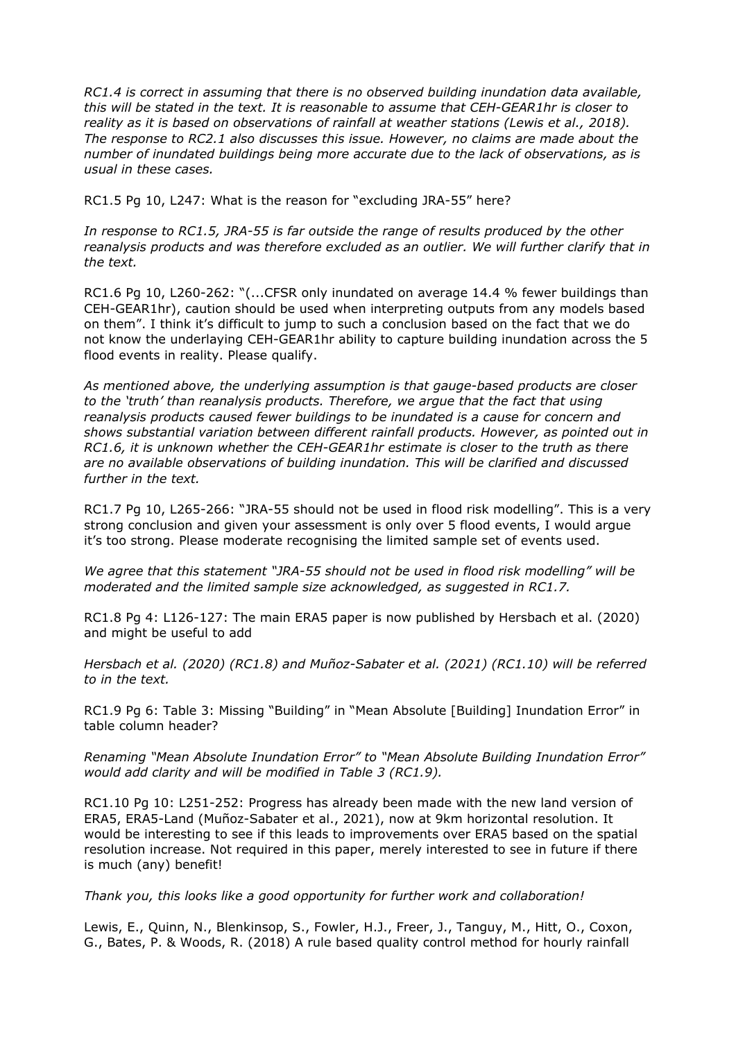*RC1.4 is correct in assuming that there is no observed building inundation data available, this will be stated in the text. It is reasonable to assume that CEH-GEAR1hr is closer to reality as it is based on observations of rainfall at weather stations (Lewis et al., 2018). The response to RC2.1 also discusses this issue. However, no claims are made about the number of inundated buildings being more accurate due to the lack of observations, as is usual in these cases.*

RC1.5 Pg 10, L247: What is the reason for "excluding JRA-55" here?

*In response to RC1.5, JRA-55 is far outside the range of results produced by the other reanalysis products and was therefore excluded as an outlier. We will further clarify that in the text.*

RC1.6 Pg 10, L260-262: "(...CFSR only inundated on average 14.4 % fewer buildings than CEH-GEAR1hr), caution should be used when interpreting outputs from any models based on them". I think it's difficult to jump to such a conclusion based on the fact that we do not know the underlaying CEH-GEAR1hr ability to capture building inundation across the 5 flood events in reality. Please qualify.

*As mentioned above, the underlying assumption is that gauge-based products are closer to the 'truth' than reanalysis products. Therefore, we argue that the fact that using reanalysis products caused fewer buildings to be inundated is a cause for concern and shows substantial variation between different rainfall products. However, as pointed out in RC1.6, it is unknown whether the CEH-GEAR1hr estimate is closer to the truth as there are no available observations of building inundation. This will be clarified and discussed further in the text.*

RC1.7 Pg 10, L265-266: "JRA-55 should not be used in flood risk modelling". This is a very strong conclusion and given your assessment is only over 5 flood events, I would argue it's too strong. Please moderate recognising the limited sample set of events used.

*We agree that this statement "JRA-55 should not be used in flood risk modelling" will be moderated and the limited sample size acknowledged, as suggested in RC1.7.*

RC1.8 Pg 4: L126-127: The main ERA5 paper is now published by Hersbach et al. (2020) and might be useful to add

*Hersbach et al. (2020) (RC1.8) and Muñoz-Sabater et al. (2021) (RC1.10) will be referred to in the text.*

RC1.9 Pg 6: Table 3: Missing "Building" in "Mean Absolute [Building] Inundation Error" in table column header?

*Renaming "Mean Absolute Inundation Error" to "Mean Absolute Building Inundation Error" would add clarity and will be modified in Table 3 (RC1.9).*

RC1.10 Pg 10: L251-252: Progress has already been made with the new land version of ERA5, ERA5-Land (Muñoz-Sabater et al., 2021), now at 9km horizontal resolution. It would be interesting to see if this leads to improvements over ERA5 based on the spatial resolution increase. Not required in this paper, merely interested to see in future if there is much (any) benefit!

*Thank you, this looks like a good opportunity for further work and collaboration!*

Lewis, E., Quinn, N., Blenkinsop, S., Fowler, H.J., Freer, J., Tanguy, M., Hitt, O., Coxon, G., Bates, P. & Woods, R. (2018) A rule based quality control method for hourly rainfall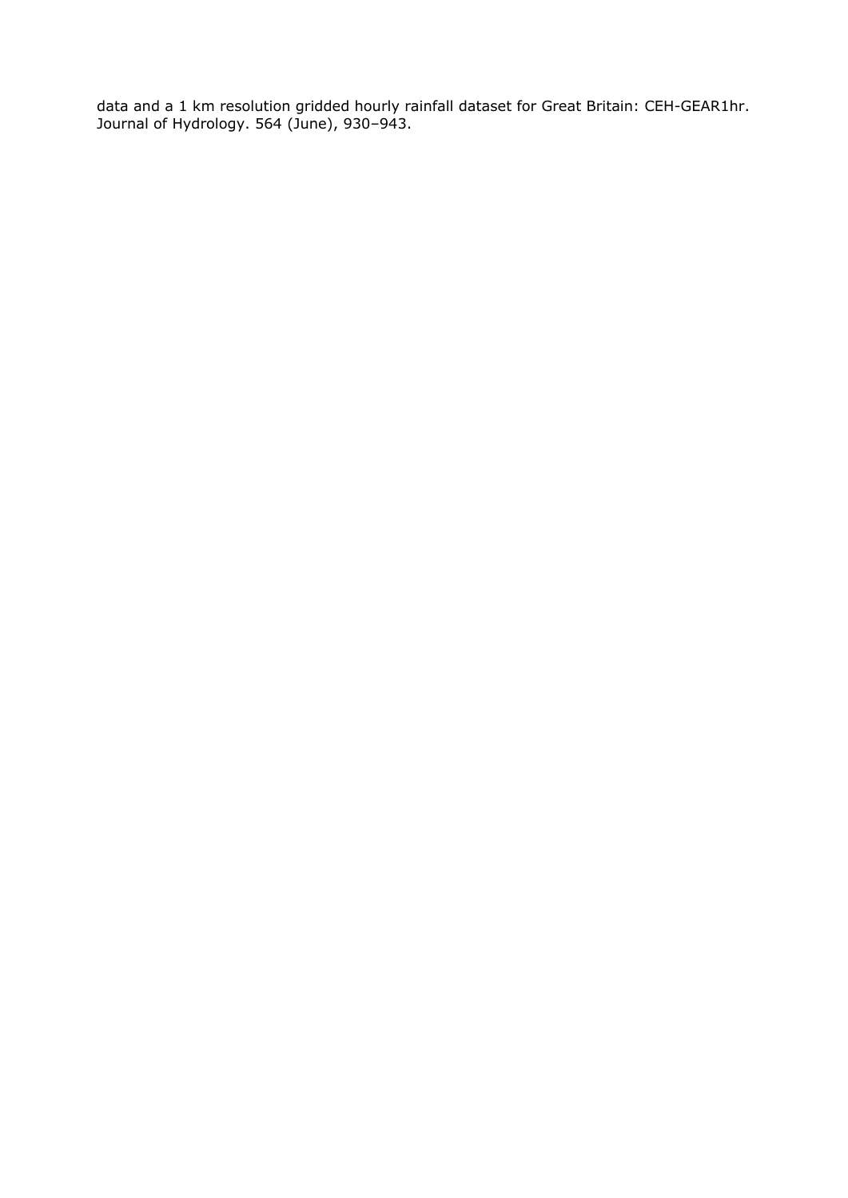data and a 1 km resolution gridded hourly rainfall dataset for Great Britain: CEH-GEAR1hr. Journal of Hydrology. 564 (June), 930–943.